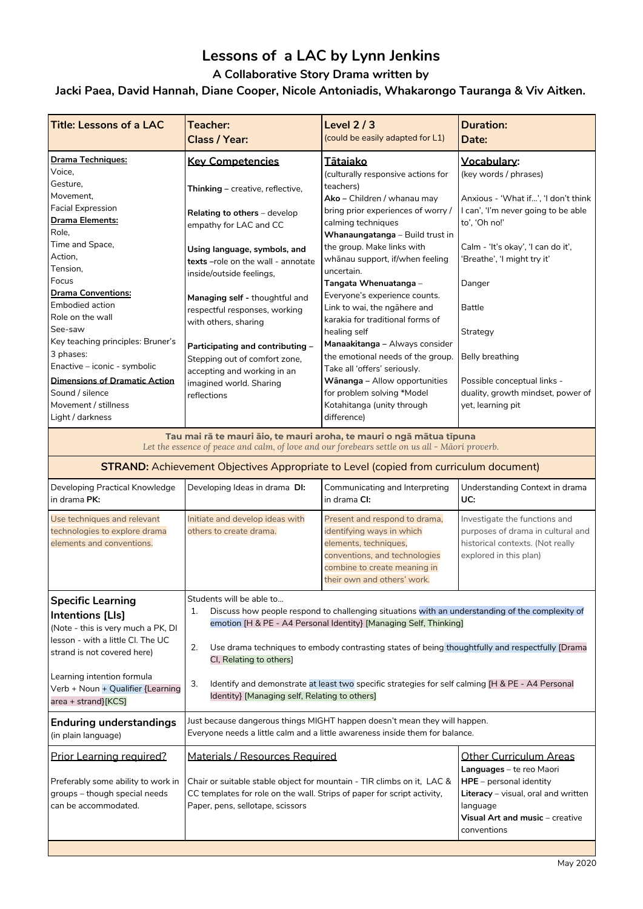# Lessons of a LAC by Lynn Jenkins

### A Collaborative Story Drama written by

### Jacki Paea, David Hannah, Diane Cooper, Nicole Antoniadis, Whakarongo Tauranga & Viv Aitken.

| **Title: Lessons of a LAC** | **Teacher:**<br>**Class / Year:** | **Level 2 / 3**<br>(could be easily adapted for L1) | **Duration:**<br>**Date:** |
|---|---|---|---|
| **Drama Techniques:**<br>Voice,<br>Gesture,<br>Movement,<br>Facial Expression<br>**Drama Elements:**<br>Role,<br>Time and Space,<br>Action,<br>Tension,<br>Focus<br>**Drama Conventions:**<br>Embodied action<br>Role on the wall<br>See-saw<br>Key teaching principles: Bruner's 3 phases:<br>Enactive – iconic - symbolic<br>**Dimensions of Dramatic Action**<br>Sound / silence<br>Movement / stillness<br>Light / darkness | **Key Competencies**<br><br>**Thinking –** creative, reflective,<br><br>**Relating to others** – develop empathy for LAC and CC<br><br>**Using language, symbols, and texts** –role on the wall - annotate inside/outside feelings,<br><br>**Managing self -** thoughtful and respectful responses, working with others, sharing<br><br>**Participating and contributing** – Stepping out of comfort zone, accepting and working in an imagined world. Sharing reflections | **Tātaiako**<br>(culturally responsive actions for teachers)<br>**Ako –** Children / whanau may bring prior experiences of worry / calming techniques<br>**Whanaungatanga** – Build trust in the group. Make links with whānau support, if/when feeling uncertain.<br>**Tangata Whenuatanga** – Everyone's experience counts. Link to wai, the ngāhere and karakia for traditional forms of healing self<br>**Manaakitanga –** Always consider the emotional needs of the group. Take all 'offers' seriously.<br>**Wānanga –** Allow opportunities for problem solving *Model Kotahitanga (unity through difference) | **Vocabulary:**<br>(key words / phrases)<br><br>Anxious - 'What if…', 'I don't think I can', 'I'm never going to be able to', 'Oh no!'<br><br>Calm - 'It's okay', 'I can do it', 'Breathe', 'I might try it'<br><br>Danger<br><br>Battle<br><br>Strategy<br><br>Belly breathing<br><br>Possible conceptual links - duality, growth mindset, power of yet, learning pit |
| **Tau mai rā te mauri āio, te mauri aroha, te mauri o ngā mātua tīpuna**<br>*Let the essence of peace and calm, of love and our forebears settle on us all - Māori proverb.* | | | |
| **STRAND:** Achievement Objectives Appropriate to Level (copied from curriculum document) | | | |
| Developing Practical Knowledge in drama **PK:** | Developing Ideas in drama **DI:** | Communicating and Interpreting in drama **CI:** | Understanding Context in drama **UC:** |
| Use techniques and relevant technologies to explore drama elements and conventions. | Initiate and develop ideas with others to create drama. | Present and respond to drama, identifying ways in which elements, techniques, conventions, and technologies combine to create meaning in their own and others' work. | Investigate the functions and purposes of drama in cultural and historical contexts. (Not really explored in this plan) |
| **Specific Learning Intentions [LIs]**<br>(Note - this is very much a PK, DI lesson - with a little CI. The UC strand is not covered here)<br><br>Learning intention formula<br>Verb + Noun + Qualifier {Learning area + strand}{KCS] | Students will be able to…<br>1. Discuss how people respond to challenging situations with an understanding of the complexity of emotion [H & PE - A4 Personal Identity} [Managing Self, Thinking]<br>2. Use drama techniques to embody contrasting states of being thoughtfully and respectfully [Drama CI, Relating to others]<br>3. Identify and demonstrate at least two specific strategies for self calming [H & PE - A4 Personal Identity} [Managing self, Relating to others] | | |
| **Enduring understandings**<br>(in plain language) | Just because dangerous things MIGHT happen doesn't mean they will happen.<br>Everyone needs a little calm and a little awareness inside them for balance. | | |
| Prior Learning required?<br><br>Preferably some ability to work in groups – though special needs can be accommodated. | Materials / Resources Required<br><br>Chair or suitable stable object for mountain - TIR climbs on it, LAC & CC templates for role on the wall. Strips of paper for script activity, Paper, pens, sellotape, scissors | | Other Curriculum Areas<br>**Languages** – te reo Maori<br>**HPE** – personal identity<br>**Literacy** – visual, oral and written language<br>**Visual Art and music** – creative conventions |

May 2020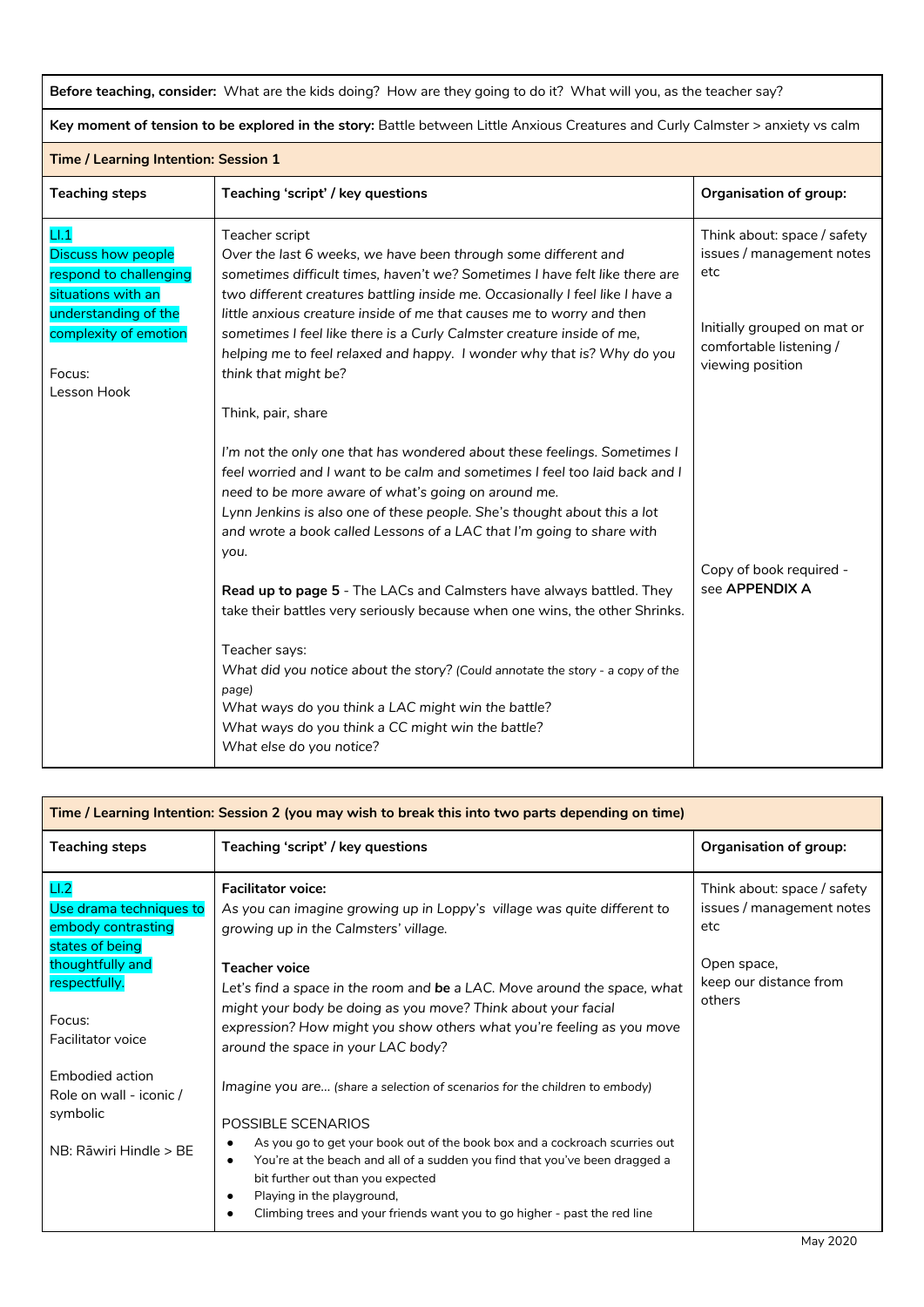| **Before teaching, consider:** What are the kids doing? How are they going to do it? What will you, as the teacher say? | | |
|---|---|---|
| **Key moment of tension to be explored in the story:** Battle between Little Anxious Creatures and Curly Calmster > anxiety vs calm | | |
| **Time / Learning Intention: Session 1** | | |
| **Teaching steps** | **Teaching 'script' / key questions** | **Organisation of group:** |
| LI.1<br>Discuss how people respond to challenging situations with an understanding of the complexity of emotion<br><br>Focus:<br>Lesson Hook | Teacher script<br>*Over the last 6 weeks, we have been through some different and sometimes difficult times, haven't we? Sometimes I have felt like there are two different creatures battling inside me. Occasionally I feel like I have a little anxious creature inside of me that causes me to worry and then sometimes I feel like there is a Curly Calmster creature inside of me, helping me to feel relaxed and happy. I wonder why that is? Why do you think that might be?*<br><br>Think, pair, share<br><br>*I'm not the only one that has wondered about these feelings. Sometimes I feel worried and I want to be calm and sometimes I feel too laid back and I need to be more aware of what's going on around me.*<br>*Lynn Jenkins is also one of these people. She's thought about this a lot and wrote a book called Lessons of a LAC that I'm going to share with you.*<br><br>**Read up to page 5** - The LACs and Calmsters have always battled. They take their battles very seriously because when one wins, the other Shrinks.<br><br>Teacher says:<br>*What did you notice about the story? (Could annotate the story - a copy of the page)*<br>*What ways do you think a LAC might win the battle?*<br>*What ways do you think a CC might win the battle?*<br>*What else do you notice?* | Think about: space / safety issues / management notes etc<br><br>Initially grouped on mat or comfortable listening / viewing position<br><br>Copy of book required - see **APPENDIX A** |

| **Time / Learning Intention: Session 2 (you may wish to break this into two parts depending on time)** | | |
|---|---|---|
| **Teaching steps** | **Teaching 'script' / key questions** | **Organisation of group:** |
| LI.2<br>Use drama techniques to embody contrasting states of being thoughtfully and respectfully.<br><br>Focus:<br>Facilitator voice<br><br>Embodied action<br>Role on wall - iconic / symbolic<br><br>NB: Rāwiri Hindle > BE | **Facilitator voice:**<br>*As you can imagine growing up in Loppy's village was quite different to growing up in the Calmsters' village.*<br><br>**Teacher voice**<br>*Let's find a space in the room and **be** a LAC. Move around the space, what might your body be doing as you move? Think about your facial expression? How might you show others what you're feeling as you move around the space in your LAC body?*<br><br>*Imagine you are... (share a selection of scenarios for the children to embody)*<br><br>POSSIBLE SCENARIOS<br>• As you go to get your book out of the book box and a cockroach scurries out<br>• You're at the beach and all of a sudden you find that you've been dragged a bit further out than you expected<br>• Playing in the playground,<br>• Climbing trees and your friends want you to go higher - past the red line | Think about: space / safety issues / management notes etc<br><br>Open space,<br>keep our distance from others |

May 2020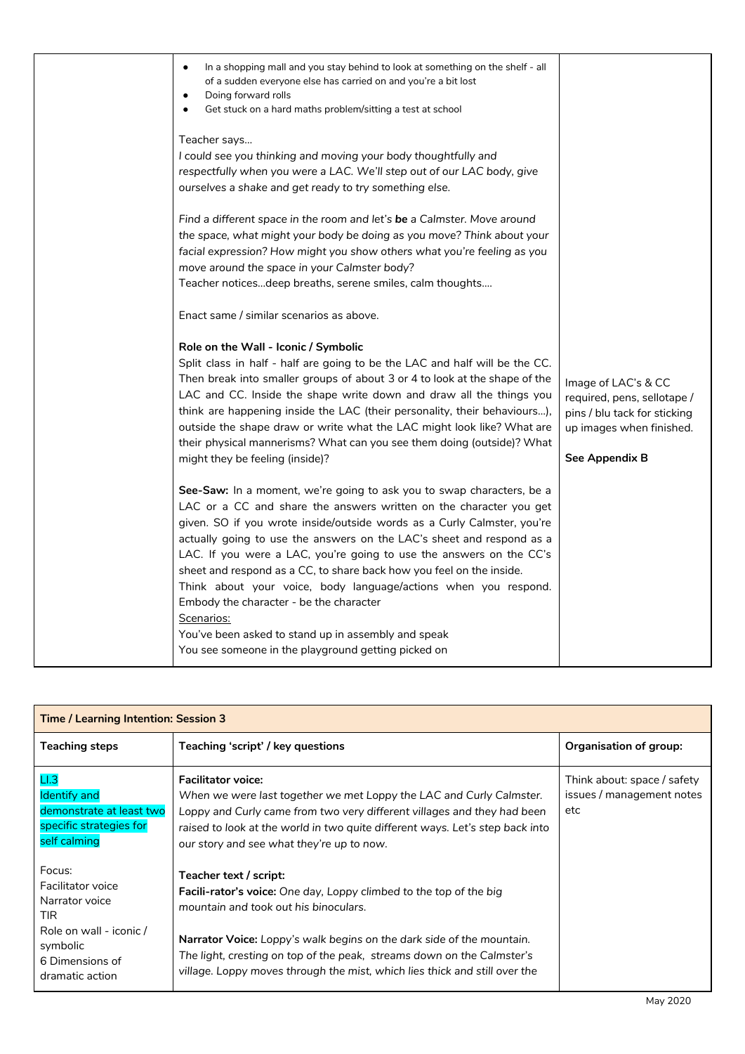| | | |
|---|---|---|
| | • In a shopping mall and you stay behind to look at something on the shelf - all of a sudden everyone else has carried on and you're a bit lost<br>• Doing forward rolls<br>• Get stuck on a hard maths problem/sitting a test at school<br><br>Teacher says…<br>*I could see you thinking and moving your body thoughtfully and respectfully when you were a LAC. We'll step out of our LAC body, give ourselves a shake and get ready to try something else.*<br><br>*Find a different space in the room and let's **be** a Calmster. Move around the space, what might your body be doing as you move? Think about your facial expression? How might you show others what you're feeling as you move around the space in your Calmster body?*<br>Teacher notices…deep breaths, serene smiles, calm thoughts….<br><br>Enact same / similar scenarios as above.<br><br>**Role on the Wall - Iconic / Symbolic**<br>Split class in half - half are going to be the LAC and half will be the CC. Then break into smaller groups of about 3 or 4 to look at the shape of the LAC and CC. Inside the shape write down and draw all the things you think are happening inside the LAC (their personality, their behaviours…), outside the shape draw or write what the LAC might look like? What are their physical mannerisms? What can you see them doing (outside)? What might they be feeling (inside)?<br><br>**See-Saw:** In a moment, we're going to ask you to swap characters, be a LAC or a CC and share the answers written on the character you get given. SO if you wrote inside/outside words as a Curly Calmster, you're actually going to use the answers on the LAC's sheet and respond as a LAC. If you were a LAC, you're going to use the answers on the CC's sheet and respond as a CC, to share back how you feel on the inside.<br>Think about your voice, body language/actions when you respond. Embody the character - be the character<br>Scenarios:<br>You've been asked to stand up in assembly and speak<br>You see someone in the playground getting picked on | Image of LAC's & CC required, pens, sellotape / pins / blu tack for sticking up images when finished.<br><br>**See Appendix B** |

| **Time / Learning Intention: Session 3** | | |
|---|---|---|
| **Teaching steps** | **Teaching 'script' / key questions** | **Organisation of group:** |
| LI.3<br>Identify and demonstrate at least two specific strategies for self calming<br><br>Focus:<br>Facilitator voice<br>Narrator voice<br>TIR<br>Role on wall - iconic / symbolic<br>6 Dimensions of dramatic action | **Facilitator voice:**<br>*When we were last together we met Loppy the LAC and Curly Calmster. Loppy and Curly came from two very different villages and they had been raised to look at the world in two quite different ways. Let's step back into our story and see what they're up to now.*<br><br>**Teacher text / script:**<br>**Facili-rator's voice:** *One day, Loppy climbed to the top of the big mountain and took out his binoculars.*<br><br>**Narrator Voice:** *Loppy's walk begins on the dark side of the mountain. The light, cresting on top of the peak, streams down on the Calmster's village. Loppy moves through the mist, which lies thick and still over the* | Think about: space / safety issues / management notes etc |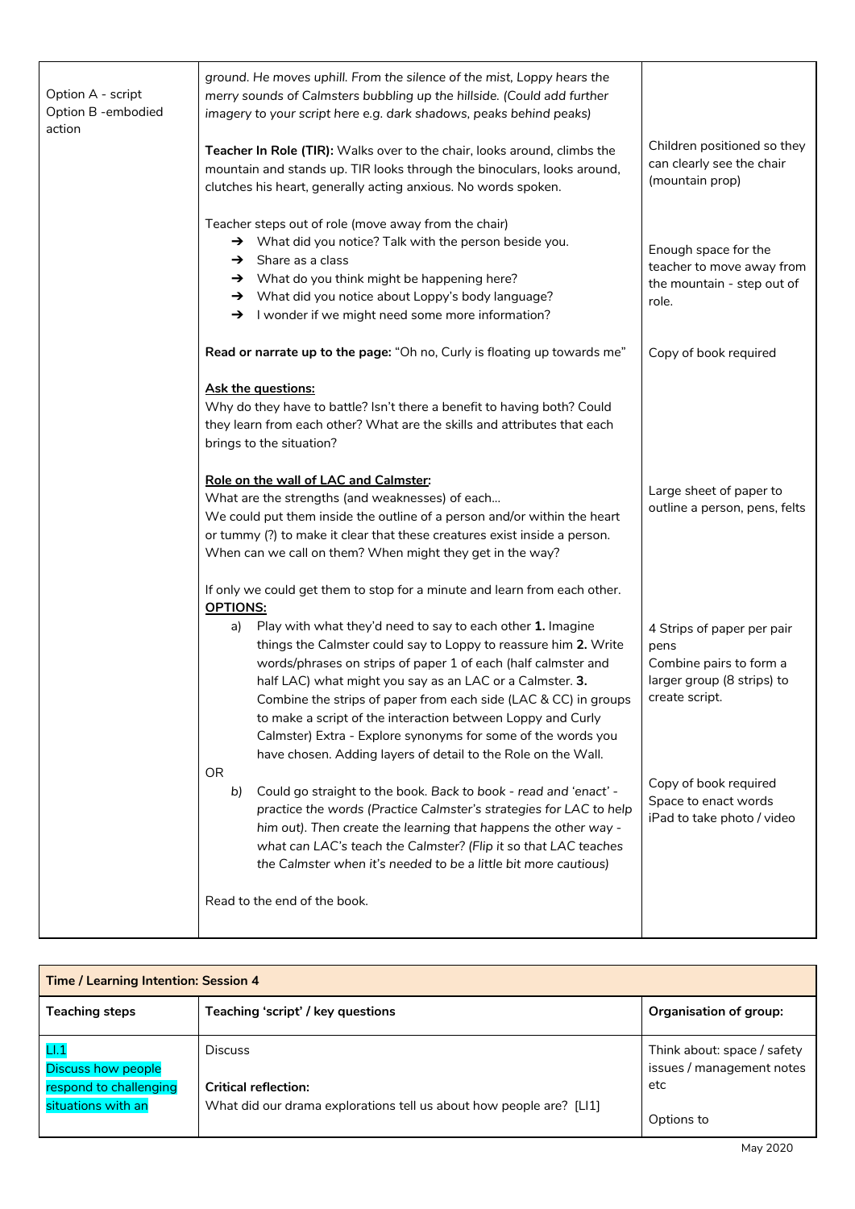| | | |
|---|---|---|
| Option A - script<br>Option B -embodied action | *ground. He moves uphill. From the silence of the mist, Loppy hears the merry sounds of Calmsters bubbling up the hillside. (Could add further imagery to your script here e.g. dark shadows, peaks behind peaks)*<br><br>**Teacher In Role (TIR):** Walks over to the chair, looks around, climbs the mountain and stands up. TIR looks through the binoculars, looks around, clutches his heart, generally acting anxious. No words spoken.<br><br>Teacher steps out of role (move away from the chair)<br>➔ What did you notice? Talk with the person beside you.<br>➔ Share as a class<br>➔ What do you think might be happening here?<br>➔ What did you notice about Loppy's body language?<br>➔ I wonder if we might need some more information?<br><br>**Read or narrate up to the page:** "Oh no, Curly is floating up towards me"<br><br>**<u>Ask the questions:</u>**<br>Why do they have to battle? Isn't there a benefit to having both? Could they learn from each other? What are the skills and attributes that each brings to the situation?<br><br>**<u>Role on the wall of LAC and Calmster</u>:**<br>What are the strengths (and weaknesses) of each...<br>We could put them inside the outline of a person and/or within the heart or tummy (?) to make it clear that these creatures exist inside a person. When can we call on them? When might they get in the way?<br><br>If only we could get them to stop for a minute and learn from each other.<br>**<u>OPTIONS:</u>**<br>a) Play with what they'd need to say to each other **1.** Imagine things the Calmster could say to Loppy to reassure him **2.** Write words/phrases on strips of paper 1 of each (half calmster and half LAC) what might you say as an LAC or a Calmster. **3.** Combine the strips of paper from each side (LAC & CC) in groups to make a script of the interaction between Loppy and Curly Calmster) Extra - Explore synonyms for some of the words you have chosen. Adding layers of detail to the Role on the Wall.<br>OR<br>*b) Could go straight to the book. Back to book - read and 'enact' - practice the words (Practice Calmster's strategies for LAC to help him out). Then create the learning that happens the other way - what can LAC's teach the Calmster? (Flip it so that LAC teaches the Calmster when it's needed to be a little bit more cautious)*<br><br>Read to the end of the book. | Children positioned so they can clearly see the chair (mountain prop)<br><br>Enough space for the teacher to move away from the mountain - step out of role.<br><br>Copy of book required<br><br>Large sheet of paper to outline a person, pens, felts<br><br>4 Strips of paper per pair pens<br>Combine pairs to form a larger group (8 strips) to create script.<br><br>Copy of book required<br>Space to enact words<br>iPad to take photo / video |

| **Time / Learning Intention: Session 4** | | |
|---|---|---|
| **Teaching steps** | **Teaching 'script' / key questions** | **Organisation of group:** |
| LI.1<br>Discuss how people respond to challenging situations with an | Discuss<br><br>**Critical reflection:**<br>What did our drama explorations tell us about how people are? [LI1] | Think about: space / safety issues / management notes etc<br><br>Options to |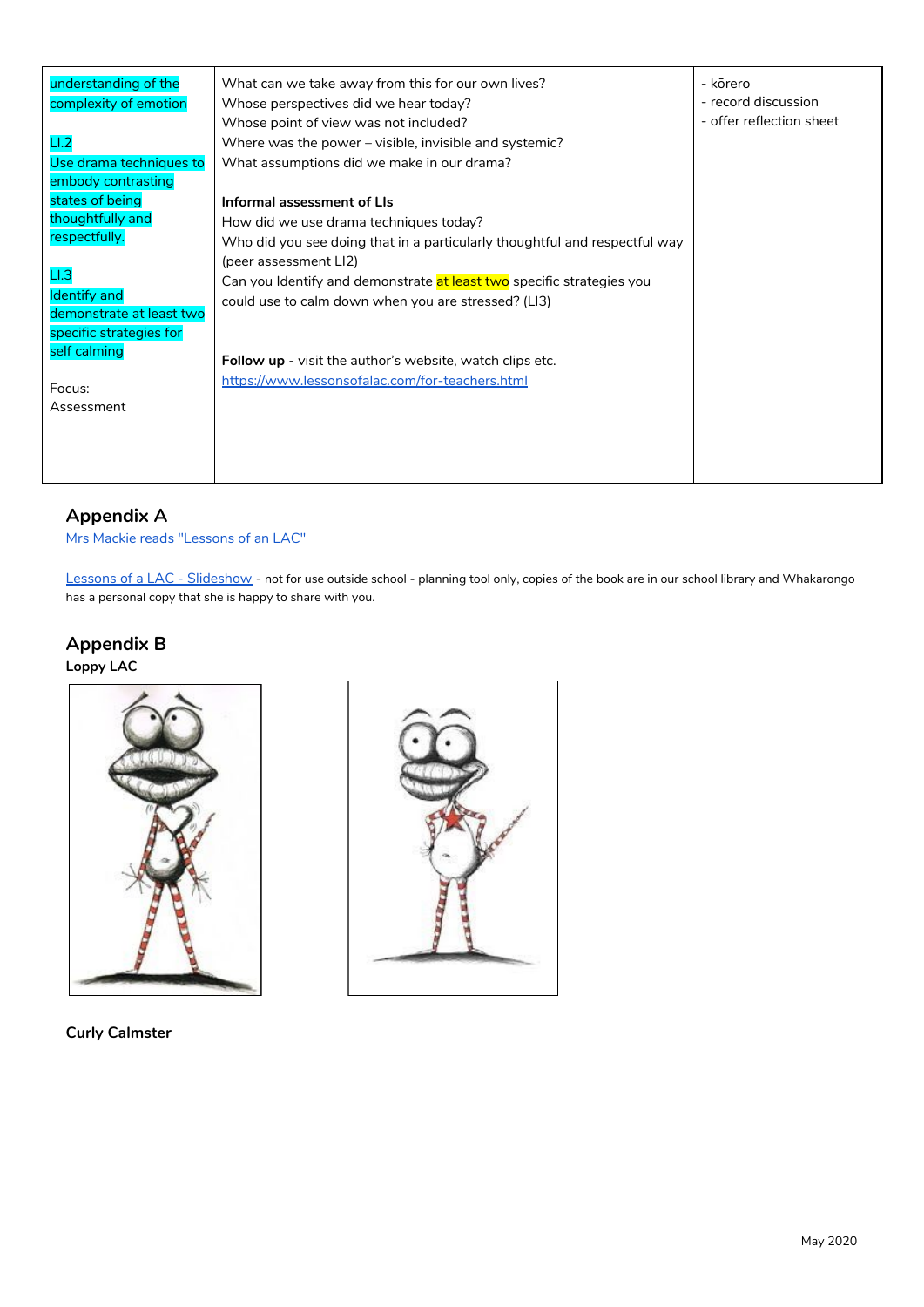| | | |
|---|---|---|
| understanding of the complexity of emotion<br><br>LI.2<br>Use drama techniques to embody contrasting states of being thoughtfully and respectfully.<br><br>LI.3<br>Identify and demonstrate at least two specific strategies for self calming<br><br>Focus:<br>Assessment | What can we take away from this for our own lives?<br>Whose perspectives did we hear today?<br>Whose point of view was not included?<br>Where was the power – visible, invisible and systemic?<br>What assumptions did we make in our drama?<br><br>**Informal assessment of LIs**<br>How did we use drama techniques today?<br>Who did you see doing that in a particularly thoughtful and respectful way (peer assessment LI2)<br>Can you Identify and demonstrate at least two specific strategies you could use to calm down when you are stressed? (LI3)<br><br>**Follow up** - visit the author's website, watch clips etc.<br>https://www.lessonsofalac.com/for-teachers.html | - kōrero<br>- record discussion<br>- offer reflection sheet |

## Appendix A

Mrs Mackie reads "Lessons of an LAC"

Lessons of a LAC - Slideshow - not for use outside school - planning tool only, copies of the book are in our school library and Whakarongo has a personal copy that she is happy to share with you.

## Appendix B

**Loppy LAC**

**Curly Calmster**

May 2020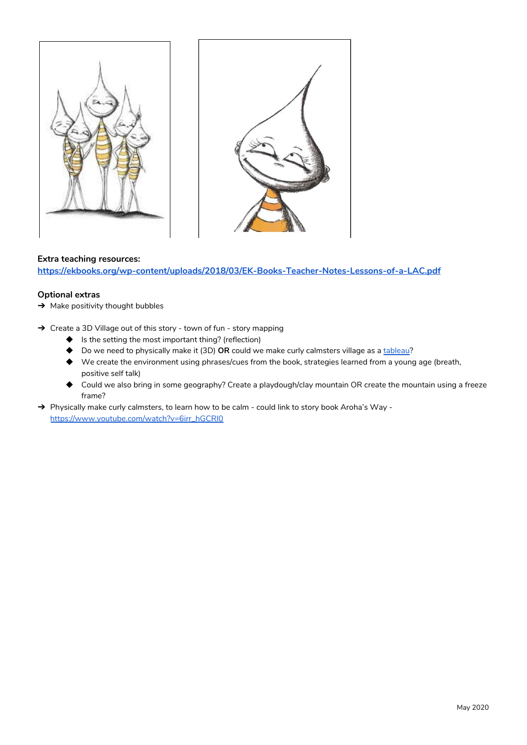**Extra teaching resources:**
**https://ekbooks.org/wp-content/uploads/2018/03/EK-Books-Teacher-Notes-Lessons-of-a-LAC.pdf**

**Optional extras**

- Make positivity thought bubbles

- Create a 3D Village out of this story - town of fun - story mapping
  - Is the setting the most important thing? (reflection)
  - Do we need to physically make it (3D) **OR** could we make curly calmsters village as a tableau?
  - We create the environment using phrases/cues from the book, strategies learned from a young age (breath, positive self talk)
  - Could we also bring in some geography? Create a playdough/clay mountain OR create the mountain using a freeze frame?
- Physically make curly calmsters, to learn how to be calm - could link to story book Aroha's Way - https://www.youtube.com/watch?v=6irr_hGCRI0

May 2020